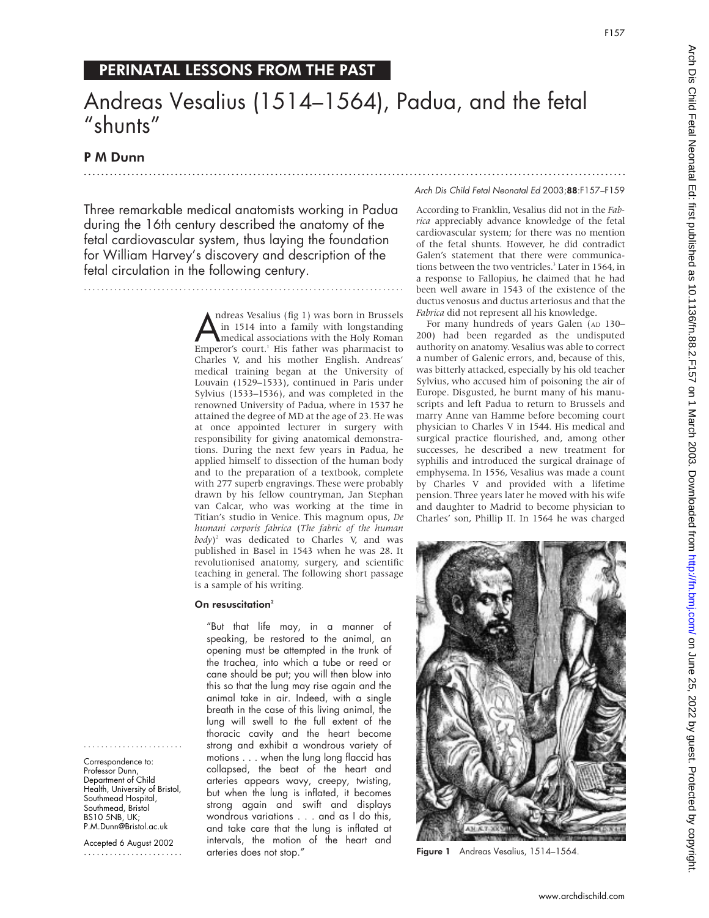PERINATAL LESSONS FROM THE PAST

# Andreas Vesalius (1514–1564), Padua, and the fetal "shunts"

**P M Dunn**

Three remarkable medical anatomists working in Padua during the 16th century described the anatomy of the fetal cardiovascular system, thus laying the foundation for William Harvey's discovery and description of the fetal circulation in the following century.

Andreas Vesalius (fig 1) was born in Brussels in 1514 into a family with longstanding medical associations with the Holy Roman Emperor's court.[1] His father was pharmacist to Charles V, and his mother English. Andreas' medical training began at the University of Louvain (1529–1533), continued in Paris under Sylvius (1533–1536), and was completed in the renowned University of Padua, where in 1537 he attained the degree of MD at the age of 23. He was at once appointed lecturer in surgery with responsibility for giving anatomical demonstrations. During the next few years in Padua, he applied himself to dissection of the human body and to the preparation of a textbook, complete with 277 superb engravings. These were probably drawn by his fellow countryman, Jan Stephan van Calcar, who was working at the time in Titian's studio in Venice. This magnum opus, *De humani corporis fabrica* (*The fabric of the human body*)[2] was dedicated to Charles V, and was published in Basel in 1543 when he was 28. It revolutionised anatomy, surgery, and scientific teaching in general. The following short passage is a sample of his writing.

### On resuscitation[2]

"But that life may, in a manner of speaking, be restored to the animal, an opening must be attempted in the trunk of the trachea, into which a tube or reed or cane should be put; you will then blow into this so that the lung may rise again and the animal take in air. Indeed, with a single breath in the case of this living animal, the lung will swell to the full extent of the thoracic cavity and the heart become strong and exhibit a wondrous variety of motions . . . when the lung long flaccid has collapsed, the beat of the heart and arteries appears wavy, creepy, twisting, but when the lung is inflated, it becomes strong again and swift and displays wondrous variations . . . and as I do this, and take care that the lung is inflated at intervals, the motion of the heart and arteries does not stop."

According to Franklin, Vesalius did not in the *Fabrica* appreciably advance knowledge of the fetal cardiovascular system; for there was no mention of the fetal shunts. However, he did contradict Galen's statement that there were communications between the two ventricles.[3] Later in 1564, in a response to Fallopius, he claimed that he had been well aware in 1543 of the existence of the ductus venosus and ductus arteriosus and that the *Fabrica* did not represent all his knowledge.

For many hundreds of years Galen (AD 130–200) had been regarded as the undisputed authority on anatomy. Vesalius was able to correct a number of Galenic errors, and, because of this, was bitterly attacked, especially by his old teacher Sylvius, who accused him of poisoning the air of Europe. Disgusted, he burnt many of his manuscripts and left Padua to return to Brussels and marry Anne van Hamme before becoming court physician to Charles V in 1544. His medical and surgical practice flourished, and, among other successes, he described a new treatment for syphilis and introduced the surgical drainage of emphysema. In 1556, Vesalius was made a count by Charles V and provided with a lifetime pension. Three years later he moved with his wife and daughter to Madrid to become physician to Charles' son, Phillip II. In 1564 he was charged

Figure 1 Andreas Vesalius, 1514–1564.

Correspondence to: Professor Dunn, Department of Child Health, University of Bristol, Southmead Hospital, Southmead, Bristol BS10 5NB, UK; P.M.Dunn@Bristol.ac.uk

Accepted 6 August 2002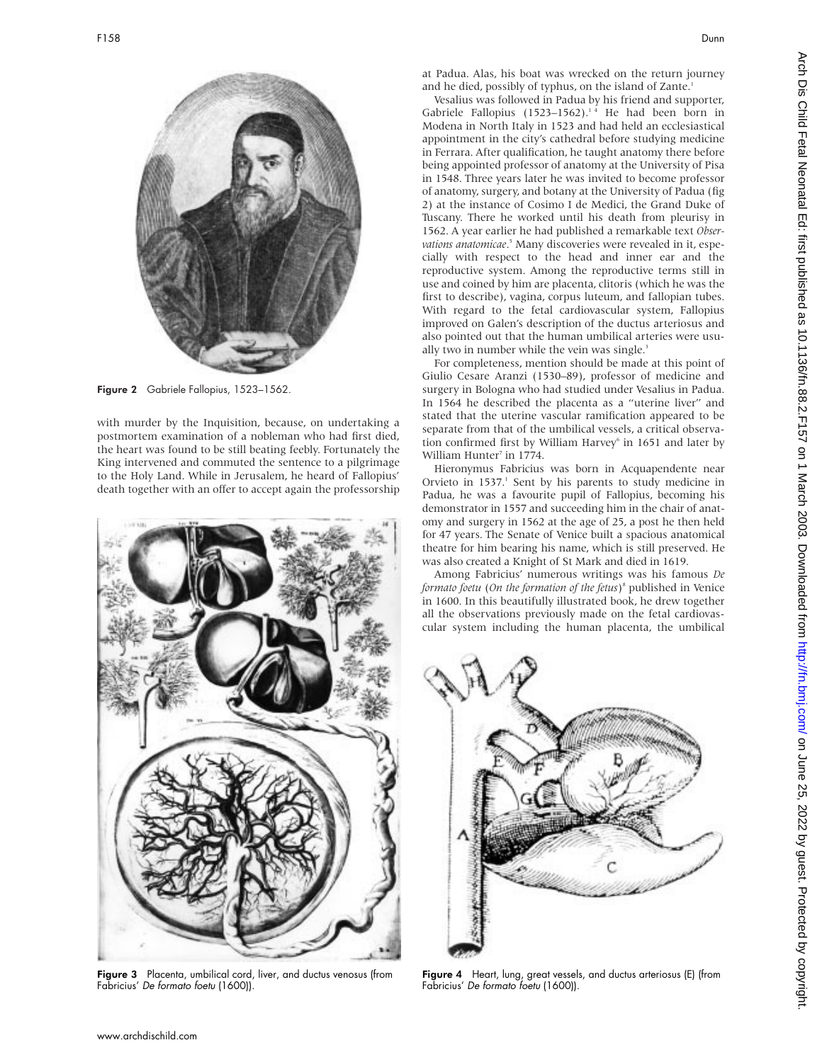Figure 2 Gabriele Fallopius, 1523–1562.

with murder by the Inquisition, because, on undertaking a postmortem examination of a nobleman who had first died, the heart was found to be still beating feebly. Fortunately the King intervened and commuted the sentence to a pilgrimage to the Holy Land. While in Jerusalem, he heard of Fallopius' death together with an offer to accept again the professorship at Padua. Alas, his boat was wrecked on the return journey and he died, possibly of typhus, on the island of Zante.[1]

Vesalius was followed in Padua by his friend and supporter, Gabriele Fallopius (1523–1562).[1,4] He had been born in Modena in North Italy in 1523 and had held an ecclesiastical appointment in the city's cathedral before studying medicine in Ferrara. After qualification, he taught anatomy there before being appointed professor of anatomy at the University of Pisa in 1548. Three years later he was invited to become professor of anatomy, surgery, and botany at the University of Padua (fig 2) at the instance of Cosimo I de Medici, the Grand Duke of Tuscany. There he worked until his death from pleurisy in 1562. A year earlier he had published a remarkable text *Observations anatomicae*.[5] Many discoveries were revealed in it, especially with respect to the head and inner ear and the reproductive system. Among the reproductive terms still in use and coined by him are placenta, clitoris (which he was the first to describe), vagina, corpus luteum, and fallopian tubes. With regard to the fetal cardiovascular system, Fallopius improved on Galen's description of the ductus arteriosus and also pointed out that the human umbilical arteries were usually two in number while the vein was single.[3]

For completeness, mention should be made at this point of Giulio Cesare Aranzi (1530–89), professor of medicine and surgery in Bologna who had studied under Vesalius in Padua. In 1564 he described the placenta as a "uterine liver" and stated that the uterine vascular ramification appeared to be separate from that of the umbilical vessels, a critical observation confirmed first by William Harvey[6] in 1651 and later by William Hunter[7] in 1774.

Hieronymus Fabricius was born in Acquapendente near Orvieto in 1537.[1] Sent by his parents to study medicine in Padua, he was a favourite pupil of Fallopius, becoming his demonstrator in 1557 and succeeding him in the chair of anatomy and surgery in 1562 at the age of 25, a post he then held for 47 years. The Senate of Venice built a spacious anatomical theatre for him bearing his name, which is still preserved. He was also created a Knight of St Mark and died in 1619.

Among Fabricius' numerous writings was his famous *De formato foetu* (*On the formation of the fetus*)[8] published in Venice in 1600. In this beautifully illustrated book, he drew together all the observations previously made on the fetal cardiovascular system including the human placenta, the umbilical

Figure 3 Placenta, umbilical cord, liver, and ductus venosus (from Fabricius' *De formato foetu* (1600)).

Figure 4 Heart, lung, great vessels, and ductus arteriosus (E) (from Fabricius' *De formato foetu* (1600)).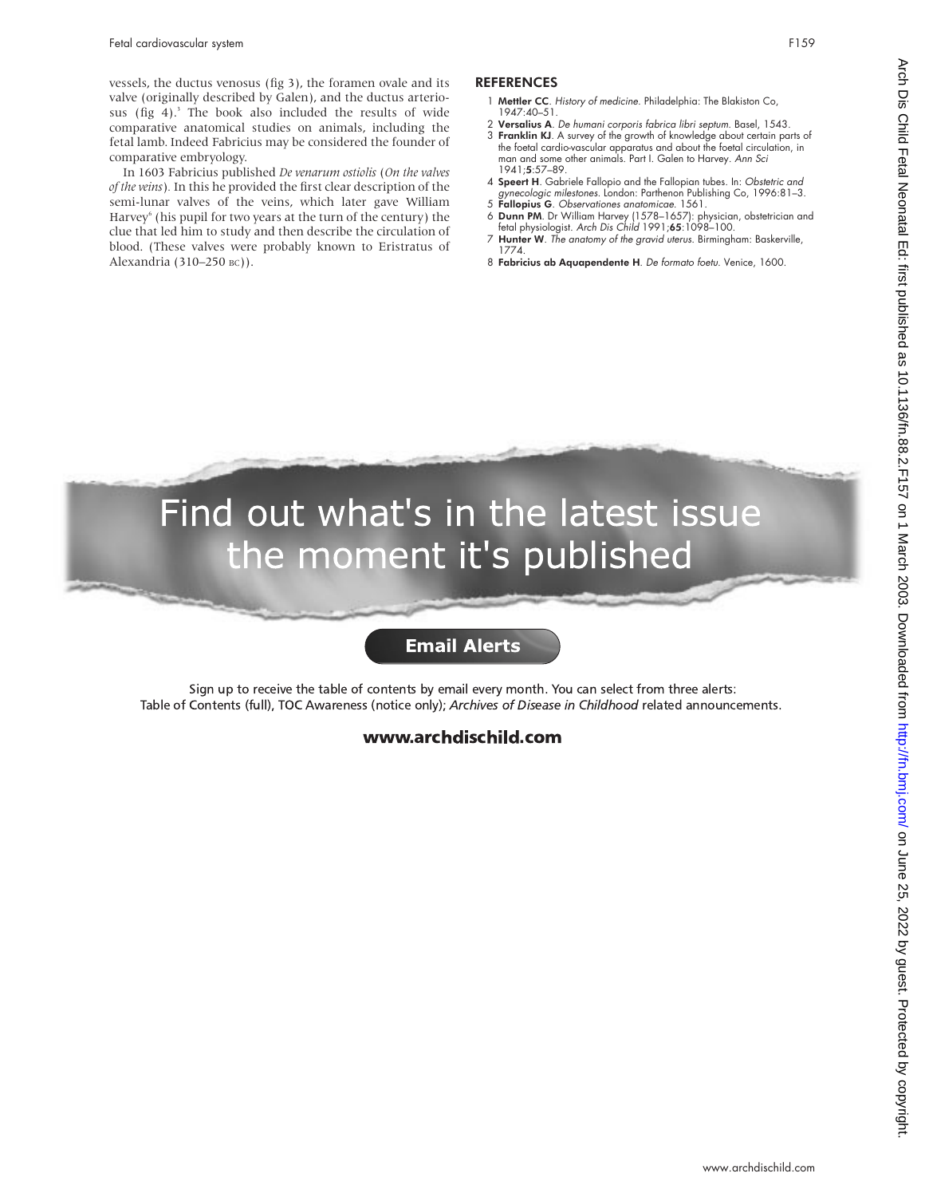vessels, the ductus venosus (fig 3), the foramen ovale and its valve (originally described by Galen), and the ductus arteriosus (fig 4).[3] The book also included the results of wide comparative anatomical studies on animals, including the fetal lamb. Indeed Fabricius may be considered the founder of comparative embryology.

In 1603 Fabricius published *De venarum ostiolis* (*On the valves of the veins*). In this he provided the first clear description of the semi-lunar valves of the veins, which later gave William Harvey[6] (his pupil for two years at the turn of the century) the clue that led him to study and then describe the circulation of blood. (These valves were probably known to Eristratus of Alexandria (310–250 BC)).

## REFERENCES

1. **Mettler CC**. *History of medicine*. Philadelphia: The Blakiston Co, 1947:40–51.
2. **Versalius A**. *De humani corporis fabrica libri septum*. Basel, 1543.
3. **Franklin KJ**. A survey of the growth of knowledge about certain parts of the foetal cardio-vascular apparatus and about the foetal circulation, in man and some other animals. Part I. Galen to Harvey. *Ann Sci* 1941;**5**:57–89.
4. **Speert H**. Gabriele Fallopio and the Fallopian tubes. In: *Obstetric and gynecologic milestones*. London: Parthenon Publishing Co, 1996:81–3.
5. **Fallopius G**. *Observationes anatomicae*. 1561.
6. **Dunn PM**. Dr William Harvey (1578–1657): physician, obstetrician and fetal physiologist. *Arch Dis Child* 1991;**65**:1098–100.
7. **Hunter W**. *The anatomy of the gravid uterus*. Birmingham: Baskerville, 1774.
8. **Fabricius ab Aquapendente H**. *De formato foetu*. Venice, 1600.

Find out what's in the latest issue the moment it's published

**Email Alerts**

Sign up to receive the table of contents by email every month. You can select from three alerts: Table of Contents (full), TOC Awareness (notice only); *Archives of Disease in Childhood* related announcements.

**www.archdischild.com**